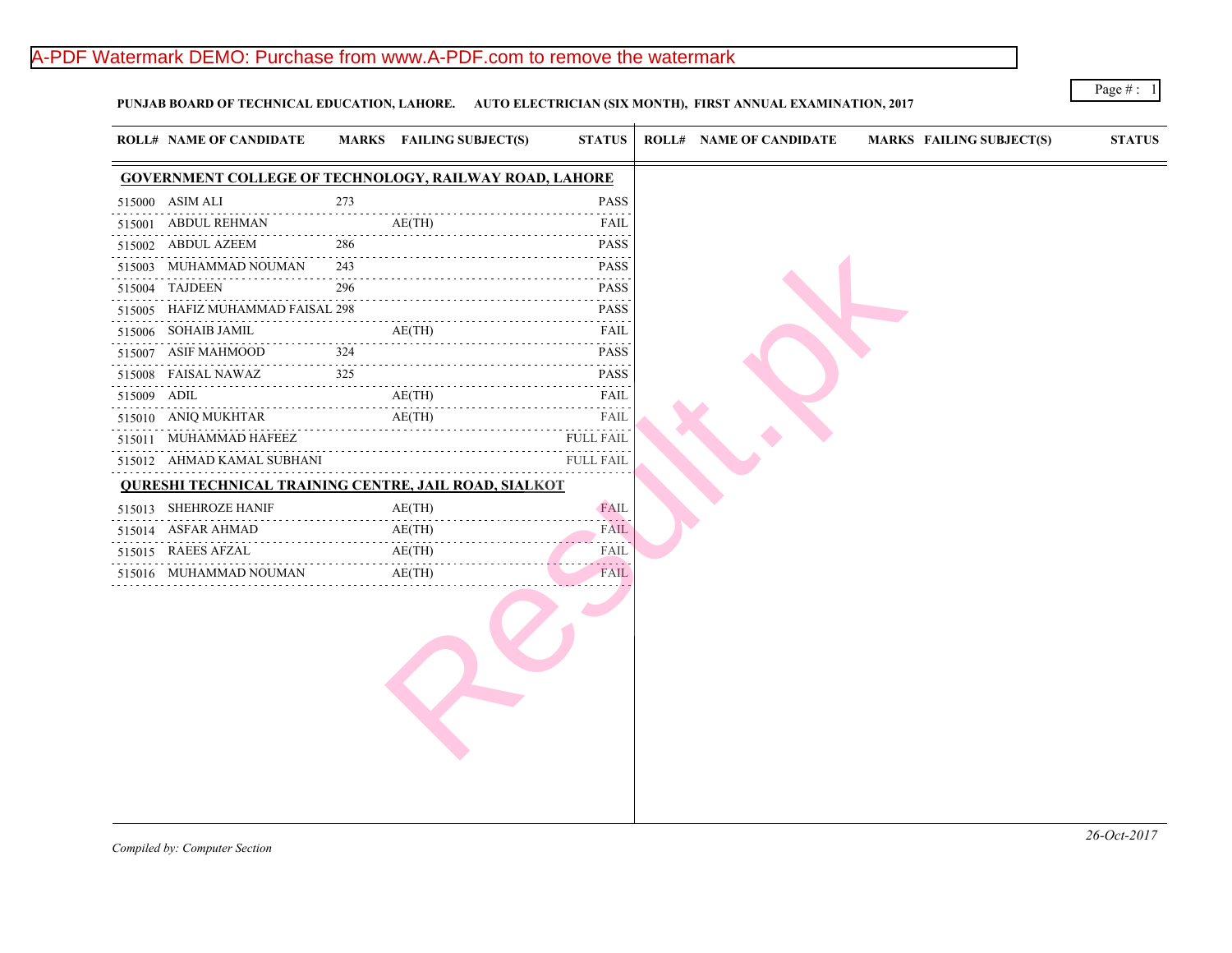**PUNJAB BOARD OF TECHNICAL EDUCATION, LAHORE. AUTO ELECTRICIAN (SIX MONTH), FIRST ANNUAL EXAMINATION, 2017**

| ROLL# | NAME OF CANDIDATE | MARKS | FAILING SUBJECT(S) | STATUS |
|---|---|---|---|---|
| **GOVERNMENT COLLEGE OF TECHNOLOGY, RAILWAY ROAD, LAHORE** | | | | |
| 515000 | ASIM ALI | 273 | | PASS |
| 515001 | ABDUL REHMAN | | AE(TH) | FAIL |
| 515002 | ABDUL AZEEM | 286 | | PASS |
| 515003 | MUHAMMAD NOUMAN | 243 | | PASS |
| 515004 | TAJDEEN | 296 | | PASS |
| 515005 | HAFIZ MUHAMMAD FAISAL | 298 | | PASS |
| 515006 | SOHAIB JAMIL | | AE(TH) | FAIL |
| 515007 | ASIF MAHMOOD | 324 | | PASS |
| 515008 | FAISAL NAWAZ | 325 | | PASS |
| 515009 | ADIL | | AE(TH) | FAIL |
| 515010 | ANIQ MUKHTAR | | AE(TH) | FAIL |
| 515011 | MUHAMMAD HAFEEZ | | | FULL FAIL |
| 515012 | AHMAD KAMAL SUBHANI | | | FULL FAIL |
| **QURESHI TECHNICAL TRAINING CENTRE, JAIL ROAD, SIALKOT** | | | | |
| 515013 | SHEHROZE HANIF | | AE(TH) | FAIL |
| 515014 | ASFAR AHMAD | | AE(TH) | FAIL |
| 515015 | RAEES AFZAL | | AE(TH) | FAIL |
| 515016 | MUHAMMAD NOUMAN | | AE(TH) | FAIL |

*Compiled by: Computer Section*

*26-Oct-2017*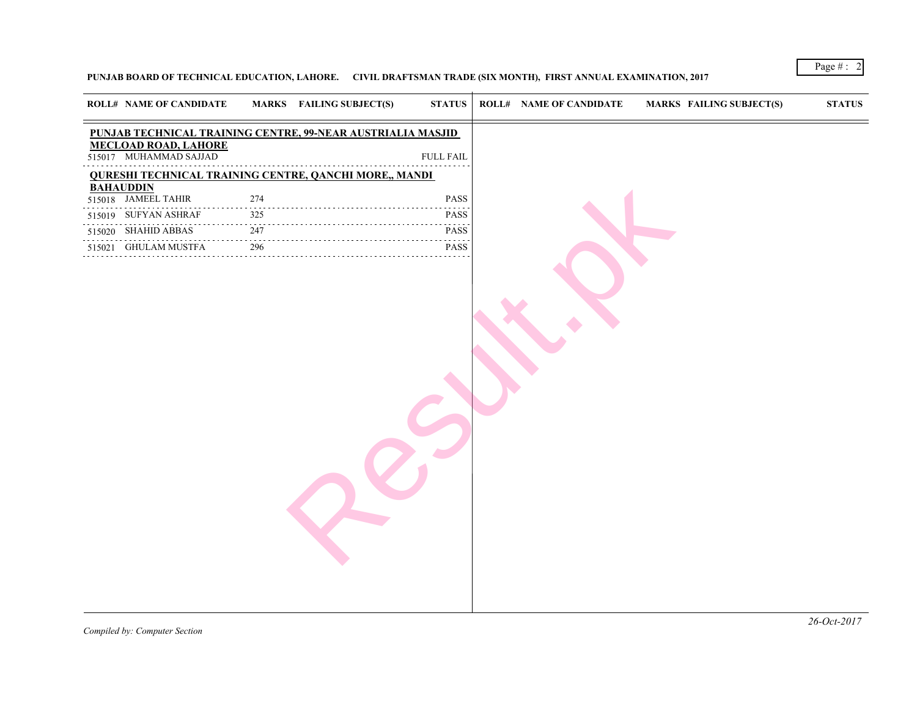**PUNJAB BOARD OF TECHNICAL EDUCATION, LAHORE. CIVIL DRAFTSMAN TRADE (SIX MONTH), FIRST ANNUAL EXAMINATION, 2017**

| ROLL# | NAME OF CANDIDATE | MARKS | FAILING SUBJECT(S) | STATUS |
|---|---|---|---|---|
| **PUNJAB TECHNICAL TRAINING CENTRE, 99-NEAR AUSTRIALIA MASJID MECLOAD ROAD, LAHORE** | | | | |
| 515017 | MUHAMMAD SAJJAD | | | FULL FAIL |
| **QURESHI TECHNICAL TRAINING CENTRE, QANCHI MORE,, MANDI BAHAUDDIN** | | | | |
| 515018 | JAMEEL TAHIR | 274 | | PASS |
| 515019 | SUFYAN ASHRAF | 325 | | PASS |
| 515020 | SHAHID ABBAS | 247 | | PASS |
| 515021 | GHULAM MUSTFA | 296 | | PASS |

*Compiled by: Computer Section*

*26-Oct-2017*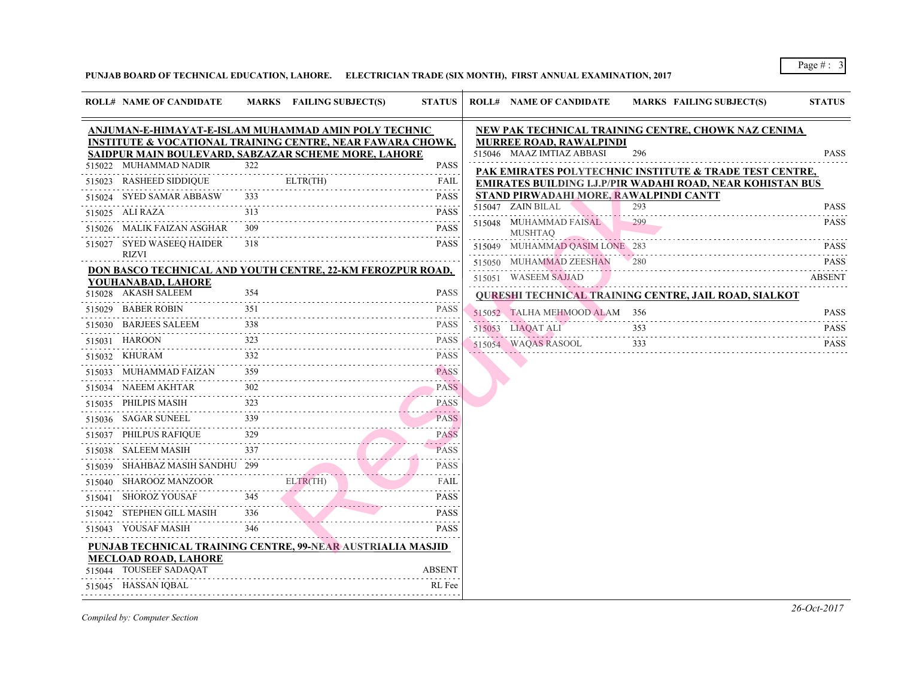**PUNJAB BOARD OF TECHNICAL EDUCATION, LAHORE. ELECTRICIAN TRADE (SIX MONTH), FIRST ANNUAL EXAMINATION, 2017**

| ROLL# | NAME OF CANDIDATE | MARKS | FAILING SUBJECT(S) | STATUS |
|---|---|---|---|---|
| **ANJUMAN-E-HIMAYAT-E-ISLAM MUHAMMAD AMIN POLY TECHNIC INSTITUTE & VOCATIONAL TRAINING CENTRE, NEAR FAWARA CHOWK, SAIDPUR MAIN BOULEVARD, SABZAZAR SCHEME MORE, LAHORE** | | | | |
| 515022 | MUHAMMAD NADIR | 322 | | PASS |
| 515023 | RASHEED SIDDIQUE | | ELTR(TH) | FAIL |
| 515024 | SYED SAMAR ABBASW | 333 | | PASS |
| 515025 | ALI RAZA | 313 | | PASS |
| 515026 | MALIK FAIZAN ASGHAR | 309 | | PASS |
| 515027 | SYED WASEEQ HAIDER RIZVI | 318 | | PASS |
| **DON BASCO TECHNICAL AND YOUTH CENTRE, 22-KM FEROZPUR ROAD, YOUHANABAD, LAHORE** | | | | |
| 515028 | AKASH SALEEM | 354 | | PASS |
| 515029 | BABER ROBIN | 351 | | PASS |
| 515030 | BARJEES SALEEM | 338 | | PASS |
| 515031 | HAROON | 323 | | PASS |
| 515032 | KHURAM | 332 | | PASS |
| 515033 | MUHAMMAD FAIZAN | 359 | | PASS |
| 515034 | NAEEM AKHTAR | 302 | | PASS |
| 515035 | PHILPIS MASIH | 323 | | PASS |
| 515036 | SAGAR SUNEEL | 339 | | PASS |
| 515037 | PHILPUS RAFIQUE | 329 | | PASS |
| 515038 | SALEEM MASIH | 337 | | PASS |
| 515039 | SHAHBAZ MASIH SANDHU | 299 | | PASS |
| 515040 | SHAROOZ MANZOOR | | ELTR(TH) | FAIL |
| 515041 | SHOROZ YOUSAF | 345 | | PASS |
| 515042 | STEPHEN GILL MASIH | 336 | | PASS |
| 515043 | YOUSAF MASIH | 346 | | PASS |
| **PUNJAB TECHNICAL TRAINING CENTRE, 99-NEAR AUSTRIALIA MASJID MECLOAD ROAD, LAHORE** | | | | |
| 515044 | TOUSEEF SADAQAT | | | ABSENT |
| 515045 | HASSAN IQBAL | | | RL Fee |
| **NEW PAK TECHNICAL TRAINING CENTRE, CHOWK NAZ CENIMA MURREE ROAD, RAWALPINDI** | | | | |
| 515046 | MAAZ IMTIAZ ABBASI | 296 | | PASS |
| **PAK EMIRATES POLYTECHNIC INSTITUTE & TRADE TEST CENTRE, EMIRATES BUILDING I.J.P/PIR WADAHI ROAD, NEAR KOHISTAN BUS STAND PIRWADAHI MORE, RAWALPINDI CANTT** | | | | |
| 515047 | ZAIN BILAL | 293 | | PASS |
| 515048 | MUHAMMAD FAISAL MUSHTAQ | 299 | | PASS |
| 515049 | MUHAMMAD QASIM LONE | 283 | | PASS |
| 515050 | MUHAMMAD ZEESHAN | 280 | | PASS |
| 515051 | WASEEM SAJJAD | | | ABSENT |
| **QURESHI TECHNICAL TRAINING CENTRE, JAIL ROAD, SIALKOT** | | | | |
| 515052 | TALHA MEHMOOD ALAM | 356 | | PASS |
| 515053 | LIAQAT ALI | 353 | | PASS |
| 515054 | WAQAS RASOOL | 333 | | PASS |

*Compiled by: Computer Section*

*26-Oct-2017*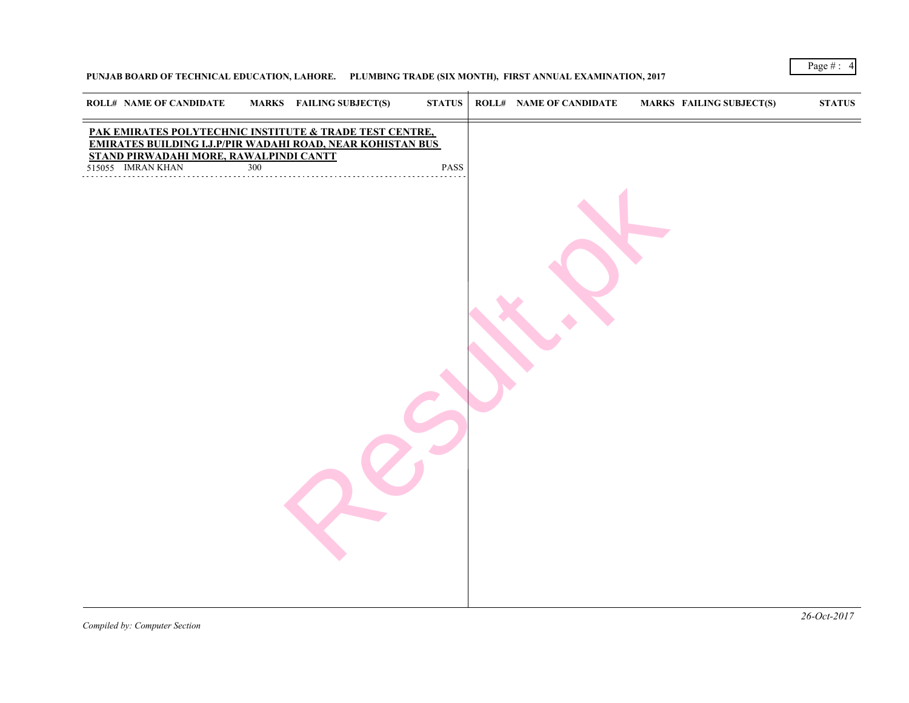**PUNJAB BOARD OF TECHNICAL EDUCATION, LAHORE. PLUMBING TRADE (SIX MONTH), FIRST ANNUAL EXAMINATION, 2017**

| ROLL# | NAME OF CANDIDATE | MARKS | FAILING SUBJECT(S) | STATUS |
|---|---|---|---|---|
| **PAK EMIRATES POLYTECHNIC INSTITUTE & TRADE TEST CENTRE, EMIRATES BUILDING I.J.P/PIR WADAHI ROAD, NEAR KOHISTAN BUS STAND PIRWADAHI MORE, RAWALPINDI CANTT** | | | | |
| 515055 | IMRAN KHAN | 300 | | PASS |

*Compiled by: Computer Section*

*26-Oct-2017*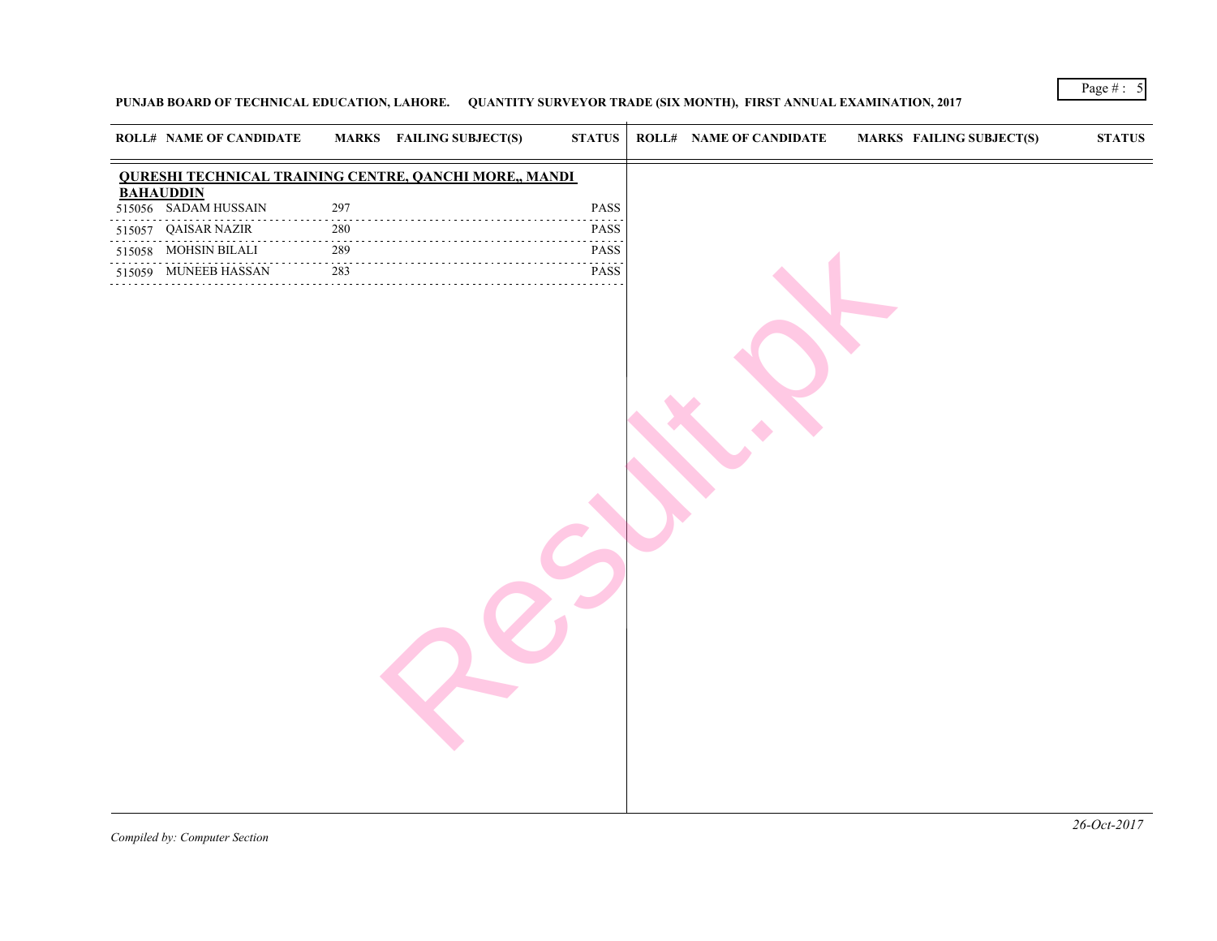**PUNJAB BOARD OF TECHNICAL EDUCATION, LAHORE. QUANTITY SURVEYOR TRADE (SIX MONTH), FIRST ANNUAL EXAMINATION, 2017**

| ROLL# | NAME OF CANDIDATE | MARKS | FAILING SUBJECT(S) | STATUS |
|---|---|---|---|---|
| **QURESHI TECHNICAL TRAINING CENTRE, QANCHI MORE,, MANDI BAHAUDDIN** | | | | |
| 515056 | SADAM HUSSAIN | 297 | | PASS |
| 515057 | QAISAR NAZIR | 280 | | PASS |
| 515058 | MOHSIN BILALI | 289 | | PASS |
| 515059 | MUNEEB HASSAN | 283 | | PASS |

26-Oct-2017

*Compiled by: Computer Section*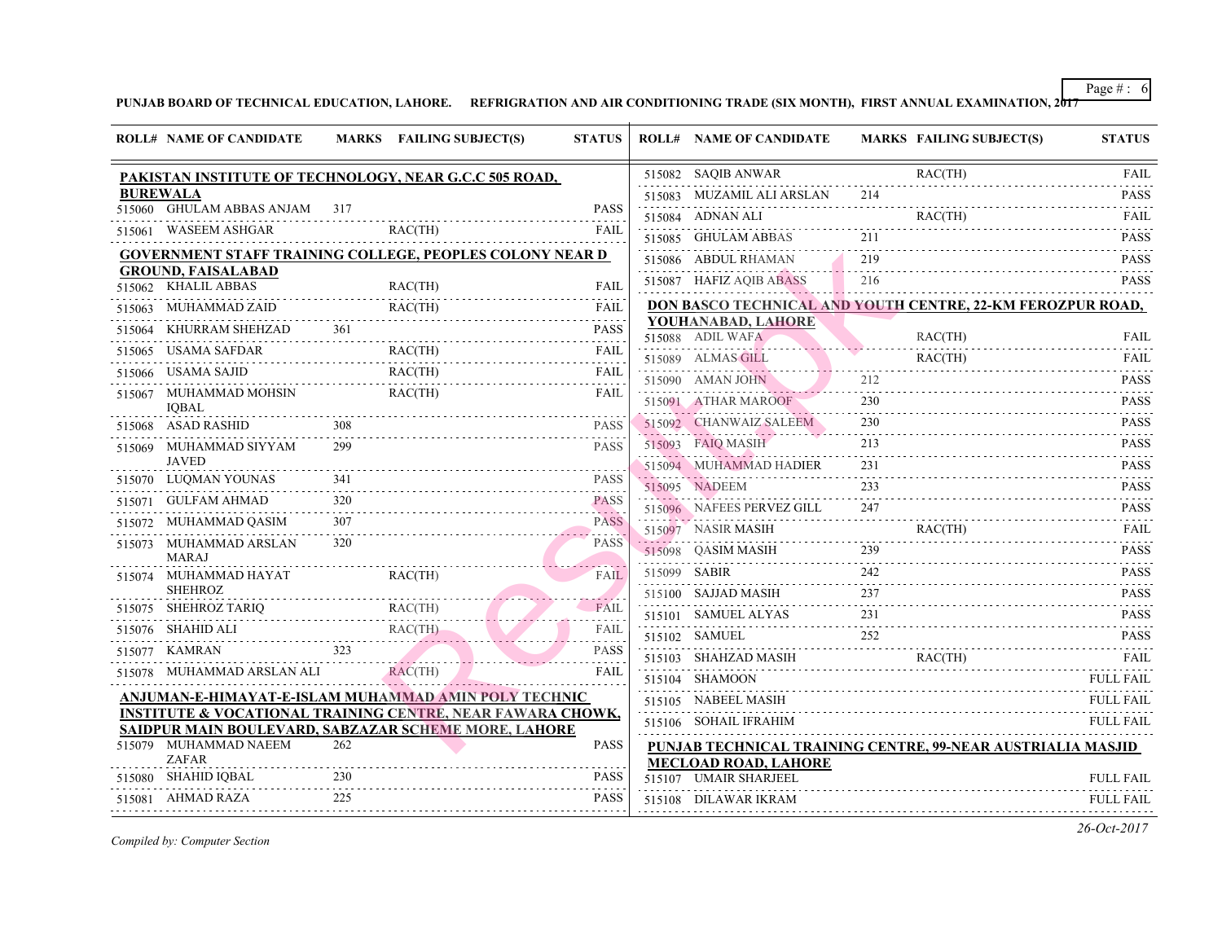**PUNJAB BOARD OF TECHNICAL EDUCATION, LAHORE. REFRIGRATION AND AIR CONDITIONING TRADE (SIX MONTH), FIRST ANNUAL EXAMINATION, 2017**

| ROLL# | NAME OF CANDIDATE | MARKS | FAILING SUBJECT(S) | STATUS |
|---|---|---|---|---|
| **PAKISTAN INSTITUTE OF TECHNOLOGY, NEAR G.C.C 505 ROAD, BUREWALA** | | | | |
| 515060 | GHULAM ABBAS ANJAM | 317 | | PASS |
| 515061 | WASEEM ASHGAR | | RAC(TH) | FAIL |
| **GOVERNMENT STAFF TRAINING COLLEGE, PEOPLES COLONY NEAR D GROUND, FAISALABAD** | | | | |
| 515062 | KHALIL ABBAS | | RAC(TH) | FAIL |
| 515063 | MUHAMMAD ZAID | | RAC(TH) | FAIL |
| 515064 | KHURRAM SHEHZAD | 361 | | PASS |
| 515065 | USAMA SAFDAR | | RAC(TH) | FAIL |
| 515066 | USAMA SAJID | | RAC(TH) | FAIL |
| 515067 | MUHAMMAD MOHSIN IQBAL | | RAC(TH) | FAIL |
| 515068 | ASAD RASHID | 308 | | PASS |
| 515069 | MUHAMMAD SIYYAM JAVED | 299 | | PASS |
| 515070 | LUQMAN YOUNAS | 341 | | PASS |
| 515071 | GULFAM AHMAD | 320 | | PASS |
| 515072 | MUHAMMAD QASIM | 307 | | PASS |
| 515073 | MUHAMMAD ARSLAN MARAJ | 320 | | PASS |
| 515074 | MUHAMMAD HAYAT SHEHROZ | | RAC(TH) | FAIL |
| 515075 | SHEHROZ TARIQ | | RAC(TH) | FAIL |
| 515076 | SHAHID ALI | | RAC(TH) | FAIL |
| 515077 | KAMRAN | 323 | | PASS |
| 515078 | MUHAMMAD ARSLAN ALI | | RAC(TH) | FAIL |
| **ANJUMAN-E-HIMAYAT-E-ISLAM MUHAMMAD AMIN POLY TECHNIC INSTITUTE & VOCATIONAL TRAINING CENTRE, NEAR FAWARA CHOWK, SAIDPUR MAIN BOULEVARD, SABZAZAR SCHEME MORE, LAHORE** | | | | |
| 515079 | MUHAMMAD NAEEM ZAFAR | 262 | | PASS |
| 515080 | SHAHID IQBAL | 230 | | PASS |
| 515081 | AHMAD RAZA | 225 | | PASS |
| 515082 | SAQIB ANWAR | | RAC(TH) | FAIL |
| 515083 | MUZAMIL ALI ARSLAN | 214 | | PASS |
| 515084 | ADNAN ALI | | RAC(TH) | FAIL |
| 515085 | GHULAM ABBAS | 211 | | PASS |
| 515086 | ABDUL RHAMAN | 219 | | PASS |
| 515087 | HAFIZ AQIB ABASS | 216 | | PASS |
| **DON BASCO TECHNICAL AND YOUTH CENTRE, 22-KM FEROZPUR ROAD, YOUHANABAD, LAHORE** | | | | |
| 515088 | ADIL WAFA | | RAC(TH) | FAIL |
| 515089 | ALMAS GILL | | RAC(TH) | FAIL |
| 515090 | AMAN JOHN | 212 | | PASS |
| 515091 | ATHAR MAROOF | 230 | | PASS |
| 515092 | CHANWAIZ SALEEM | 230 | | PASS |
| 515093 | FAIQ MASIH | 213 | | PASS |
| 515094 | MUHAMMAD HADIER | 231 | | PASS |
| 515095 | NADEEM | 233 | | PASS |
| 515096 | NAFEES PERVEZ GILL | 247 | | PASS |
| 515097 | NASIR MASIH | | RAC(TH) | FAIL |
| 515098 | QASIM MASIH | 239 | | PASS |
| 515099 | SABIR | 242 | | PASS |
| 515100 | SAJJAD MASIH | 237 | | PASS |
| 515101 | SAMUEL ALYAS | 231 | | PASS |
| 515102 | SAMUEL | 252 | | PASS |
| 515103 | SHAHZAD MASIH | | RAC(TH) | FAIL |
| 515104 | SHAMOON | | | FULL FAIL |
| 515105 | NABEEL MASIH | | | FULL FAIL |
| 515106 | SOHAIL IFRAHIM | | | FULL FAIL |
| **PUNJAB TECHNICAL TRAINING CENTRE, 99-NEAR AUSTRIALIA MASJID MECLOAD ROAD, LAHORE** | | | | |
| 515107 | UMAIR SHARJEEL | | | FULL FAIL |
| 515108 | DILAWAR IKRAM | | | FULL FAIL |

*Compiled by: Computer Section*

*26-Oct-2017*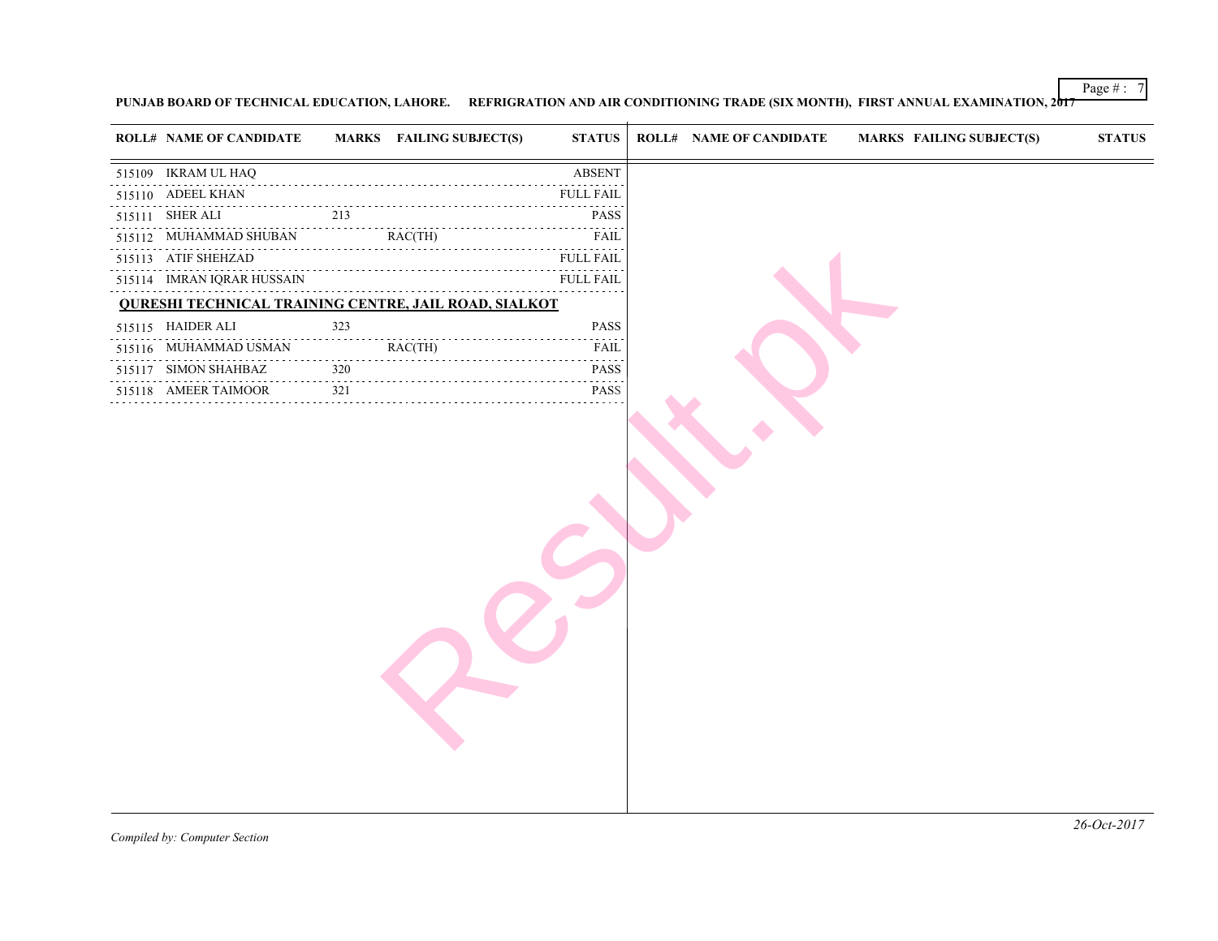**PUNJAB BOARD OF TECHNICAL EDUCATION, LAHORE. REFRIGRATION AND AIR CONDITIONING TRADE (SIX MONTH), FIRST ANNUAL EXAMINATION, 2017**

| ROLL# | NAME OF CANDIDATE | MARKS | FAILING SUBJECT(S) | STATUS |
|---|---|---|---|---|
| 515109 | IKRAM UL HAQ | | | ABSENT |
| 515110 | ADEEL KHAN | | | FULL FAIL |
| 515111 | SHER ALI | 213 | | PASS |
| 515112 | MUHAMMAD SHUBAN | | RAC(TH) | FAIL |
| 515113 | ATIF SHEHZAD | | | FULL FAIL |
| 515114 | IMRAN IQRAR HUSSAIN | | | FULL FAIL |

**QURESHI TECHNICAL TRAINING CENTRE, JAIL ROAD, SIALKOT**

| ROLL# | NAME OF CANDIDATE | MARKS | FAILING SUBJECT(S) | STATUS |
|---|---|---|---|---|
| 515115 | HAIDER ALI | 323 | | PASS |
| 515116 | MUHAMMAD USMAN | | RAC(TH) | FAIL |
| 515117 | SIMON SHAHBAZ | 320 | | PASS |
| 515118 | AMEER TAIMOOR | 321 | | PASS |

*Compiled by: Computer Section*

*26-Oct-2017*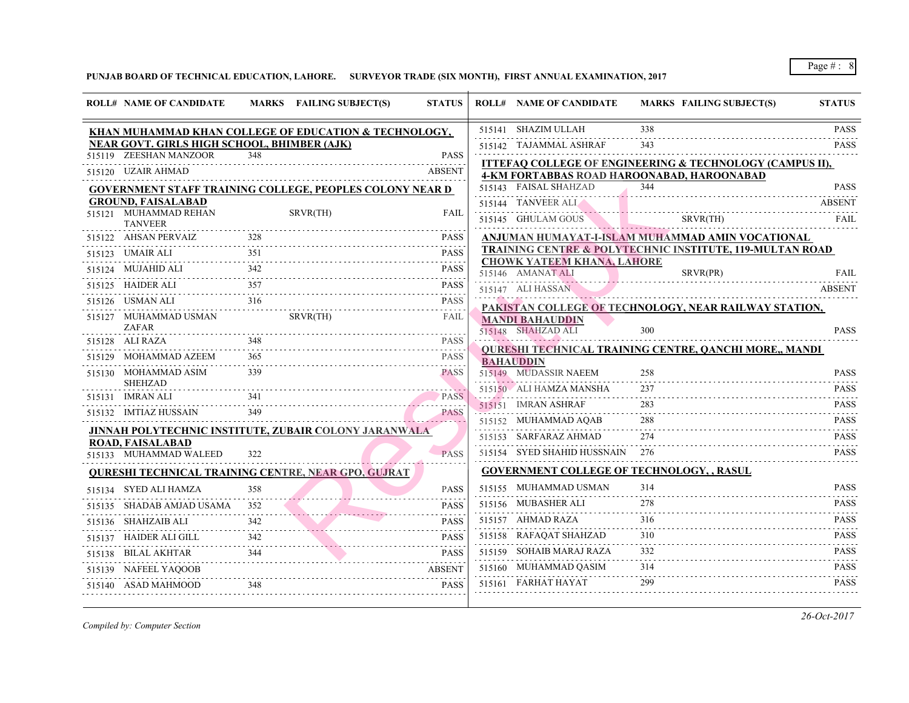**PUNJAB BOARD OF TECHNICAL EDUCATION, LAHORE. SURVEYOR TRADE (SIX MONTH), FIRST ANNUAL EXAMINATION, 2017**

| ROLL# | NAME OF CANDIDATE | MARKS | FAILING SUBJECT(S) | STATUS |
|---|---|---|---|---|
| **KHAN MUHAMMAD KHAN COLLEGE OF EDUCATION & TECHNOLOGY, NEAR GOVT. GIRLS HIGH SCHOOL, BHIMBER (AJK)** | | | | |
| 515119 | ZEESHAN MANZOOR | 348 | | PASS |
| 515120 | UZAIR AHMAD | | | ABSENT |
| **GOVERNMENT STAFF TRAINING COLLEGE, PEOPLES COLONY NEAR D GROUND, FAISALABAD** | | | | |
| 515121 | MUHAMMAD REHAN TANVEER | | SRVR(TH) | FAIL |
| 515122 | AHSAN PERVAIZ | 328 | | PASS |
| 515123 | UMAIR ALI | 351 | | PASS |
| 515124 | MUJAHID ALI | 342 | | PASS |
| 515125 | HAIDER ALI | 357 | | PASS |
| 515126 | USMAN ALI | 316 | | PASS |
| 515127 | MUHAMMAD USMAN ZAFAR | | SRVR(TH) | FAIL |
| 515128 | ALI RAZA | 348 | | PASS |
| 515129 | MOHAMMAD AZEEM | 365 | | PASS |
| 515130 | MOHAMMAD ASIM SHEHZAD | 339 | | PASS |
| 515131 | IMRAN ALI | 341 | | PASS |
| 515132 | IMTIAZ HUSSAIN | 349 | | PASS |
| **JINNAH POLYTECHNIC INSTITUTE, ZUBAIR COLONY JARANWALA ROAD, FAISALABAD** | | | | |
| 515133 | MUHAMMAD WALEED | 322 | | PASS |
| **QURESHI TECHNICAL TRAINING CENTRE, NEAR GPO, GUJRAT** | | | | |
| 515134 | SYED ALI HAMZA | 358 | | PASS |
| 515135 | SHADAB AMJAD USAMA | 352 | | PASS |
| 515136 | SHAHZAIB ALI | 342 | | PASS |
| 515137 | HAIDER ALI GILL | 342 | | PASS |
| 515138 | BILAL AKHTAR | 344 | | PASS |
| 515139 | NAFEEL YAQOOB | | | ABSENT |
| 515140 | ASAD MAHMOOD | 348 | | PASS |
| 515141 | SHAZIM ULLAH | 338 | | PASS |
| 515142 | TAJAMMAL ASHRAF | 343 | | PASS |
| **ITTEFAQ COLLEGE OF ENGINEERING & TECHNOLOGY (CAMPUS II), 4-KM FORTABBAS ROAD HAROONABAD, HAROONABAD** | | | | |
| 515143 | FAISAL SHAHZAD | 344 | | PASS |
| 515144 | TANVEER ALI | | | ABSENT |
| 515145 | GHULAM GOUS | | SRVR(TH) | FAIL |
| **ANJUMAN HUMAYAT-I-ISLAM MUHAMMAD AMIN VOCATIONAL TRAINING CENTRE & POLYTECHNIC INSTITUTE, 119-MULTAN ROAD CHOWK YATEEM KHANA, LAHORE** | | | | |
| 515146 | AMANAT ALI | | SRVR(PR) | FAIL |
| 515147 | ALI HASSAN | | | ABSENT |
| **PAKISTAN COLLEGE OF TECHNOLOGY, NEAR RAILWAY STATION, MANDI BAHAUDDIN** | | | | |
| 515148 | SHAHZAD ALI | 300 | | PASS |
| **QURESHI TECHNICAL TRAINING CENTRE, QANCHI MORE,, MANDI BAHAUDDIN** | | | | |
| 515149 | MUDASSIR NAEEM | 258 | | PASS |
| 515150 | ALI HAMZA MANSHA | 237 | | PASS |
| 515151 | IMRAN ASHRAF | 283 | | PASS |
| 515152 | MUHAMMAD AQAB | 288 | | PASS |
| 515153 | SARFARAZ AHMAD | 274 | | PASS |
| 515154 | SYED SHAHID HUSSNAIN | 276 | | PASS |
| **GOVERNMENT COLLEGE OF TECHNOLOGY, , RASUL** | | | | |
| 515155 | MUHAMMAD USMAN | 314 | | PASS |
| 515156 | MUBASHER ALI | 278 | | PASS |
| 515157 | AHMAD RAZA | 316 | | PASS |
| 515158 | RAFAQAT SHAHZAD | 310 | | PASS |
| 515159 | SOHAIB MARAJ RAZA | 332 | | PASS |
| 515160 | MUHAMMAD QASIM | 314 | | PASS |
| 515161 | FARHAT HAYAT | 299 | | PASS |

*Compiled by: Computer Section*

*26-Oct-2017*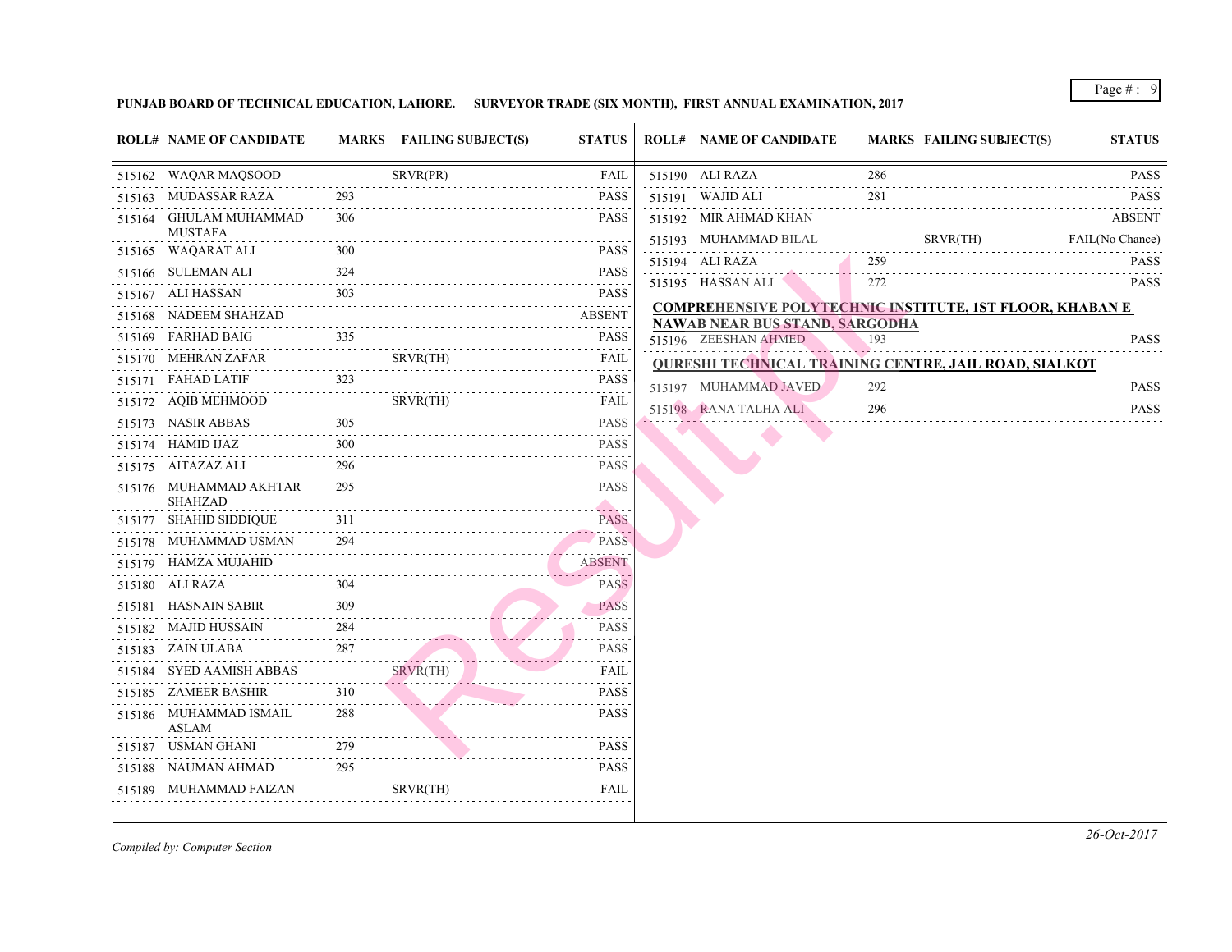**PUNJAB BOARD OF TECHNICAL EDUCATION, LAHORE. SURVEYOR TRADE (SIX MONTH), FIRST ANNUAL EXAMINATION, 2017**

| ROLL# | NAME OF CANDIDATE | MARKS | FAILING SUBJECT(S) | STATUS |
|---|---|---|---|---|
| 515162 | WAQAR MAQSOOD | | SRVR(PR) | FAIL |
| 515163 | MUDASSAR RAZA | 293 | | PASS |
| 515164 | GHULAM MUHAMMAD MUSTAFA | 306 | | PASS |
| 515165 | WAQARAT ALI | 300 | | PASS |
| 515166 | SULEMAN ALI | 324 | | PASS |
| 515167 | ALI HASSAN | 303 | | PASS |
| 515168 | NADEEM SHAHZAD | | | ABSENT |
| 515169 | FARHAD BAIG | 335 | | PASS |
| 515170 | MEHRAN ZAFAR | | SRVR(TH) | FAIL |
| 515171 | FAHAD LATIF | 323 | | PASS |
| 515172 | AQIB MEHMOOD | | SRVR(TH) | FAIL |
| 515173 | NASIR ABBAS | 305 | | PASS |
| 515174 | HAMID IJAZ | 300 | | PASS |
| 515175 | AITAZAZ ALI | 296 | | PASS |
| 515176 | MUHAMMAD AKHTAR SHAHZAD | 295 | | PASS |
| 515177 | SHAHID SIDDIQUE | 311 | | PASS |
| 515178 | MUHAMMAD USMAN | 294 | | PASS |
| 515179 | HAMZA MUJAHID | | | ABSENT |
| 515180 | ALI RAZA | 304 | | PASS |
| 515181 | HASNAIN SABIR | 309 | | PASS |
| 515182 | MAJID HUSSAIN | 284 | | PASS |
| 515183 | ZAIN ULABA | 287 | | PASS |
| 515184 | SYED AAMISH ABBAS | | SRVR(TH) | FAIL |
| 515185 | ZAMEER BASHIR | 310 | | PASS |
| 515186 | MUHAMMAD ISMAIL ASLAM | 288 | | PASS |
| 515187 | USMAN GHANI | 279 | | PASS |
| 515188 | NAUMAN AHMAD | 295 | | PASS |
| 515189 | MUHAMMAD FAIZAN | | SRVR(TH) | FAIL |
| 515190 | ALI RAZA | 286 | | PASS |
| 515191 | WAJID ALI | 281 | | PASS |
| 515192 | MIR AHMAD KHAN | | | ABSENT |
| 515193 | MUHAMMAD BILAL | | SRVR(TH) | FAIL(No Chance) |
| 515194 | ALI RAZA | 259 | | PASS |
| 515195 | HASSAN ALI | 272 | | PASS |

**COMPREHENSIVE POLYTECHNIC INSTITUTE, 1ST FLOOR, KHABAN E NAWAB NEAR BUS STAND, SARGODHA**

| ROLL# | NAME OF CANDIDATE | MARKS | FAILING SUBJECT(S) | STATUS |
|---|---|---|---|---|
| 515196 | ZEESHAN AHMED | 193 | | PASS |

**QURESHI TECHNICAL TRAINING CENTRE, JAIL ROAD, SIALKOT**

| ROLL# | NAME OF CANDIDATE | MARKS | FAILING SUBJECT(S) | STATUS |
|---|---|---|---|---|
| 515197 | MUHAMMAD JAVED | 292 | | PASS |
| 515198 | RANA TALHA ALI | 296 | | PASS |

*Compiled by: Computer Section*

*26-Oct-2017*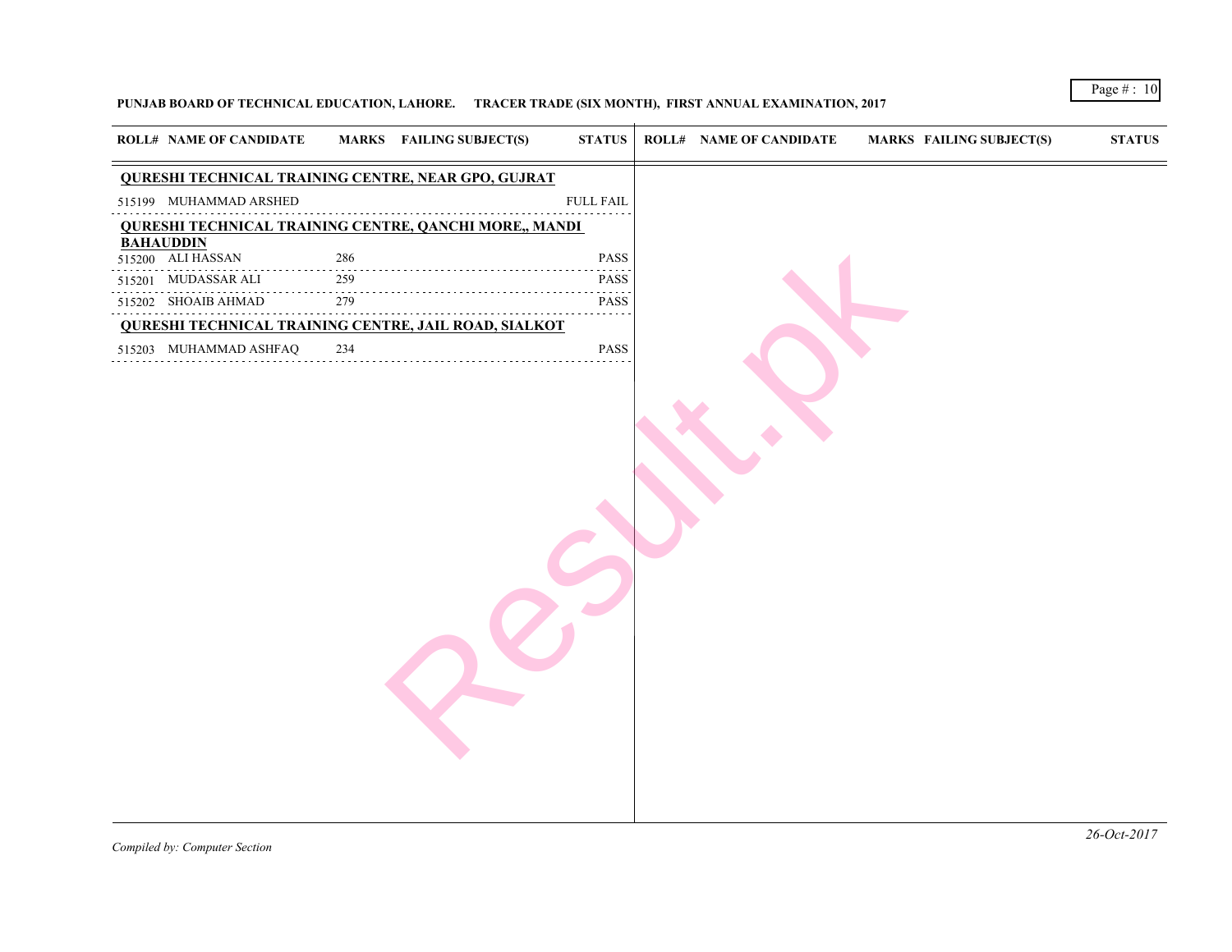PUNJAB BOARD OF TECHNICAL EDUCATION, LAHORE.     TRACER TRADE (SIX MONTH), FIRST ANNUAL EXAMINATION, 2017

| ROLL# | NAME OF CANDIDATE | MARKS | FAILING SUBJECT(S) | STATUS |
|---|---|---|---|---|
| **QURESHI TECHNICAL TRAINING CENTRE, NEAR GPO, GUJRAT** | | | | |
| 515199 | MUHAMMAD ARSHED | | | FULL FAIL |
| **QURESHI TECHNICAL TRAINING CENTRE, QANCHI MORE,, MANDI BAHAUDDIN** | | | | |
| 515200 | ALI HASSAN | 286 | | PASS |
| 515201 | MUDASSAR ALI | 259 | | PASS |
| 515202 | SHOAIB AHMAD | 279 | | PASS |
| **QURESHI TECHNICAL TRAINING CENTRE, JAIL ROAD, SIALKOT** | | | | |
| 515203 | MUHAMMAD ASHFAQ | 234 | | PASS |

*Compiled by: Computer Section*

*26-Oct-2017*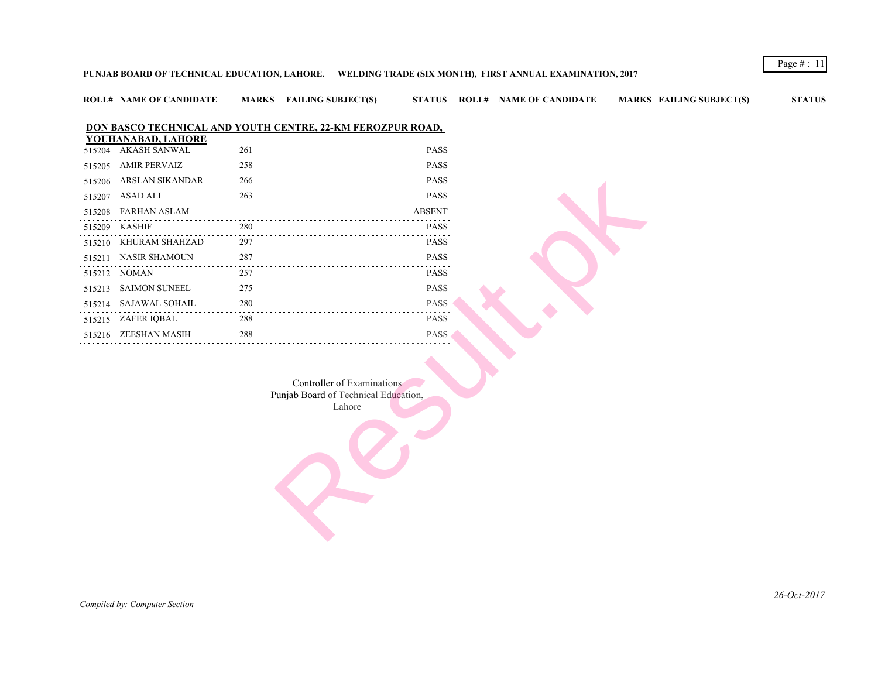**PUNJAB BOARD OF TECHNICAL EDUCATION, LAHORE. WELDING TRADE (SIX MONTH), FIRST ANNUAL EXAMINATION, 2017**

**DON BASCO TECHNICAL AND YOUTH CENTRE, 22-KM FEROZPUR ROAD, YOUHANABAD, LAHORE**

| ROLL# | NAME OF CANDIDATE | MARKS | FAILING SUBJECT(S) | STATUS |
|---|---|---|---|---|
| 515204 | AKASH SANWAL | 261 | | PASS |
| 515205 | AMIR PERVAIZ | 258 | | PASS |
| 515206 | ARSLAN SIKANDAR | 266 | | PASS |
| 515207 | ASAD ALI | 263 | | PASS |
| 515208 | FARHAN ASLAM | | | ABSENT |
| 515209 | KASHIF | 280 | | PASS |
| 515210 | KHURAM SHAHZAD | 297 | | PASS |
| 515211 | NASIR SHAMOUN | 287 | | PASS |
| 515212 | NOMAN | 257 | | PASS |
| 515213 | SAIMON SUNEEL | 275 | | PASS |
| 515214 | SAJAWAL SOHAIL | 280 | | PASS |
| 515215 | ZAFER IQBAL | 288 | | PASS |
| 515216 | ZEESHAN MASIH | 288 | | PASS |

Controller of Examinations
Punjab Board of Technical Education,
Lahore

*Compiled by: Computer Section*

*26-Oct-2017*